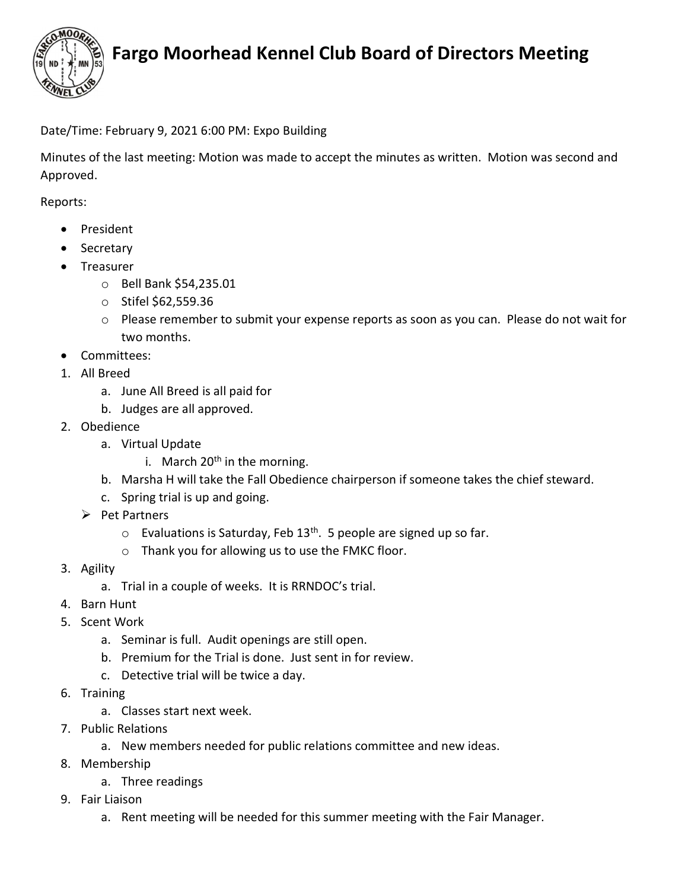# Fargo Moorhead Kennel Club Board of Directors Meeting

Date/Time: February 9, 2021 6:00 PM: Expo Building

Minutes of the last meeting: Motion was made to accept the minutes as written. Motion was second and Approved.

Reports:

- President
- Secretary
- Treasurer
  - Bell Bank $54,235.01
  - Stifel $62,559.36
  - Please remember to submit your expense reports as soon as you can. Please do not wait for two months.
- Committees:

1. All Breed
   a. June All Breed is all paid for
   b. Judges are all approved.
2. Obedience
   a. Virtual Update
      i. March 20th in the morning.
   b. Marsha H will take the Fall Obedience chairperson if someone takes the chief steward.
   c. Spring trial is up and going.
   - Pet Partners
     - Evaluations is Saturday, Feb 13th. 5 people are signed up so far.
     - Thank you for allowing us to use the FMKC floor.
3. Agility
   a. Trial in a couple of weeks. It is RRNDOC's trial.
4. Barn Hunt
5. Scent Work
   a. Seminar is full. Audit openings are still open.
   b. Premium for the Trial is done. Just sent in for review.
   c. Detective trial will be twice a day.
6. Training
   a. Classes start next week.
7. Public Relations
   a. New members needed for public relations committee and new ideas.
8. Membership
   a. Three readings
9. Fair Liaison
   a. Rent meeting will be needed for this summer meeting with the Fair Manager.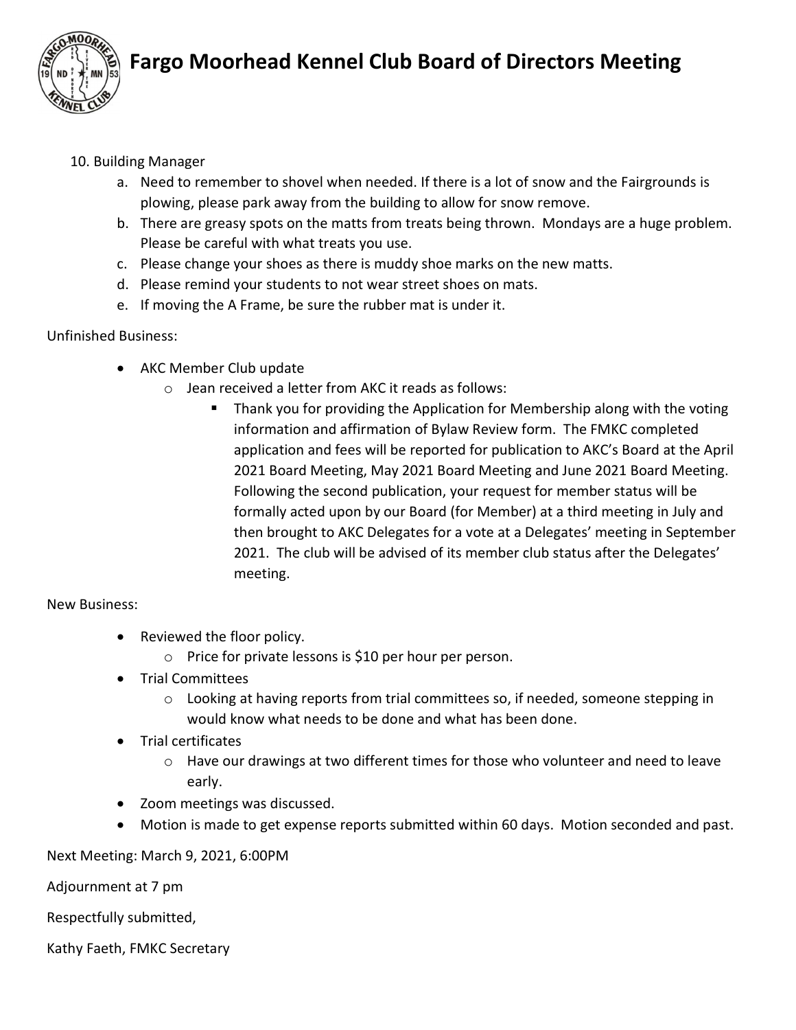10. Building Manager
    a. Need to remember to shovel when needed. If there is a lot of snow and the Fairgrounds is plowing, please park away from the building to allow for snow remove.
    b. There are greasy spots on the matts from treats being thrown. Mondays are a huge problem. Please be careful with what treats you use.
    c. Please change your shoes as there is muddy shoe marks on the new matts.
    d. Please remind your students to not wear street shoes on mats.
    e. If moving the A Frame, be sure the rubber mat is under it.

Unfinished Business:

- AKC Member Club update
    - Jean received a letter from AKC it reads as follows:
        - Thank you for providing the Application for Membership along with the voting information and affirmation of Bylaw Review form. The FMKC completed application and fees will be reported for publication to AKC's Board at the April 2021 Board Meeting, May 2021 Board Meeting and June 2021 Board Meeting. Following the second publication, your request for member status will be formally acted upon by our Board (for Member) at a third meeting in July and then brought to AKC Delegates for a vote at a Delegates' meeting in September 2021. The club will be advised of its member club status after the Delegates' meeting.

New Business:

- Reviewed the floor policy.
    - Price for private lessons is $10 per hour per person.
- Trial Committees
    - Looking at having reports from trial committees so, if needed, someone stepping in would know what needs to be done and what has been done.
- Trial certificates
    - Have our drawings at two different times for those who volunteer and need to leave early.
- Zoom meetings was discussed.
- Motion is made to get expense reports submitted within 60 days. Motion seconded and past.

Next Meeting: March 9, 2021, 6:00PM

Adjournment at 7 pm

Respectfully submitted,

Kathy Faeth, FMKC Secretary